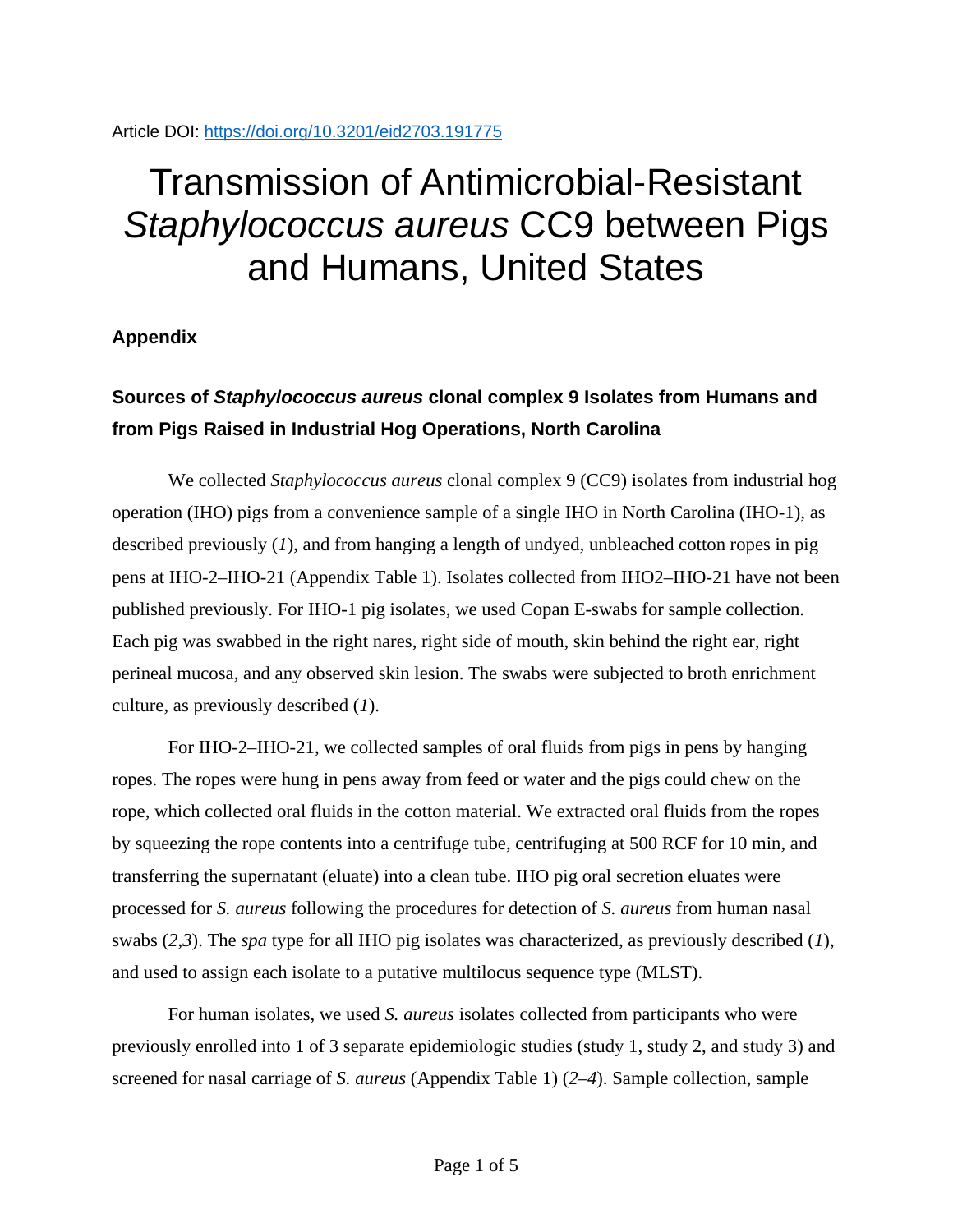Article DOI: https://doi.org/10.3201/eid2703.191775

# Transmission of Antimicrobial-Resistant *Staphylococcus aureus* CC9 between Pigs and Humans, United States

**Appendix**

## Sources of *Staphylococcus aureus* clonal complex 9 Isolates from Humans and from Pigs Raised in Industrial Hog Operations, North Carolina

We collected *Staphylococcus aureus* clonal complex 9 (CC9) isolates from industrial hog operation (IHO) pigs from a convenience sample of a single IHO in North Carolina (IHO-1), as described previously (*1*), and from hanging a length of undyed, unbleached cotton ropes in pig pens at IHO-2–IHO-21 (Appendix Table 1). Isolates collected from IHO2–IHO-21 have not been published previously. For IHO-1 pig isolates, we used Copan E-swabs for sample collection. Each pig was swabbed in the right nares, right side of mouth, skin behind the right ear, right perineal mucosa, and any observed skin lesion. The swabs were subjected to broth enrichment culture, as previously described (*1*).

For IHO-2–IHO-21, we collected samples of oral fluids from pigs in pens by hanging ropes. The ropes were hung in pens away from feed or water and the pigs could chew on the rope, which collected oral fluids in the cotton material. We extracted oral fluids from the ropes by squeezing the rope contents into a centrifuge tube, centrifuging at 500 RCF for 10 min, and transferring the supernatant (eluate) into a clean tube. IHO pig oral secretion eluates were processed for *S. aureus* following the procedures for detection of *S. aureus* from human nasal swabs (*2*,*3*). The *spa* type for all IHO pig isolates was characterized, as previously described (*1*), and used to assign each isolate to a putative multilocus sequence type (MLST).

For human isolates, we used *S. aureus* isolates collected from participants who were previously enrolled into 1 of 3 separate epidemiologic studies (study 1, study 2, and study 3) and screened for nasal carriage of *S. aureus* (Appendix Table 1) (*2*–*4*). Sample collection, sample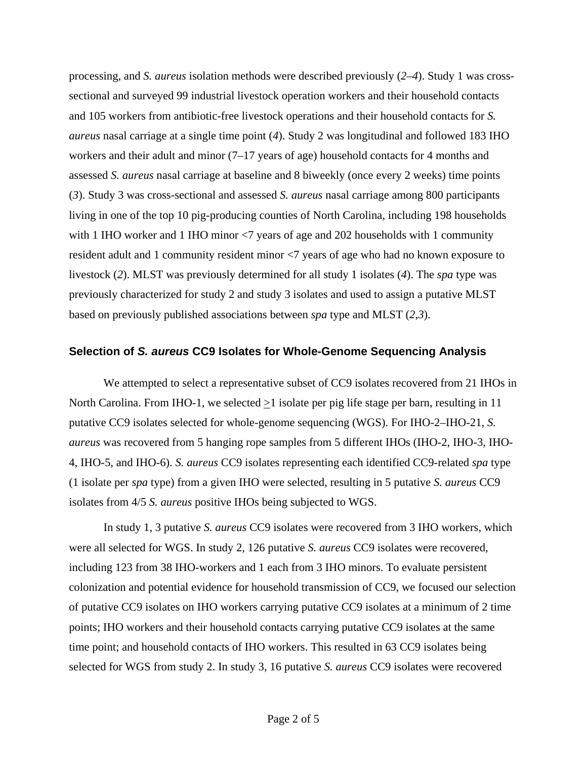processing, and *S. aureus* isolation methods were described previously (*2*–*4*). Study 1 was cross-sectional and surveyed 99 industrial livestock operation workers and their household contacts and 105 workers from antibiotic-free livestock operations and their household contacts for *S. aureus* nasal carriage at a single time point (*4*). Study 2 was longitudinal and followed 183 IHO workers and their adult and minor (7–17 years of age) household contacts for 4 months and assessed *S. aureus* nasal carriage at baseline and 8 biweekly (once every 2 weeks) time points (*3*). Study 3 was cross-sectional and assessed *S. aureus* nasal carriage among 800 participants living in one of the top 10 pig-producing counties of North Carolina, including 198 households with 1 IHO worker and 1 IHO minor <7 years of age and 202 households with 1 community resident adult and 1 community resident minor <7 years of age who had no known exposure to livestock (*2*). MLST was previously determined for all study 1 isolates (*4*). The *spa* type was previously characterized for study 2 and study 3 isolates and used to assign a putative MLST based on previously published associations between *spa* type and MLST (*2*,*3*).

### Selection of *S. aureus* CC9 Isolates for Whole-Genome Sequencing Analysis

We attempted to select a representative subset of CC9 isolates recovered from 21 IHOs in North Carolina. From IHO-1, we selected ≥1 isolate per pig life stage per barn, resulting in 11 putative CC9 isolates selected for whole-genome sequencing (WGS). For IHO-2–IHO-21, *S. aureus* was recovered from 5 hanging rope samples from 5 different IHOs (IHO-2, IHO-3, IHO-4, IHO-5, and IHO-6). *S. aureus* CC9 isolates representing each identified CC9-related *spa* type (1 isolate per *spa* type) from a given IHO were selected, resulting in 5 putative *S. aureus* CC9 isolates from 4/5 *S. aureus* positive IHOs being subjected to WGS.

In study 1, 3 putative *S. aureus* CC9 isolates were recovered from 3 IHO workers, which were all selected for WGS. In study 2, 126 putative *S. aureus* CC9 isolates were recovered, including 123 from 38 IHO-workers and 1 each from 3 IHO minors. To evaluate persistent colonization and potential evidence for household transmission of CC9, we focused our selection of putative CC9 isolates on IHO workers carrying putative CC9 isolates at a minimum of 2 time points; IHO workers and their household contacts carrying putative CC9 isolates at the same time point; and household contacts of IHO workers. This resulted in 63 CC9 isolates being selected for WGS from study 2. In study 3, 16 putative *S. aureus* CC9 isolates were recovered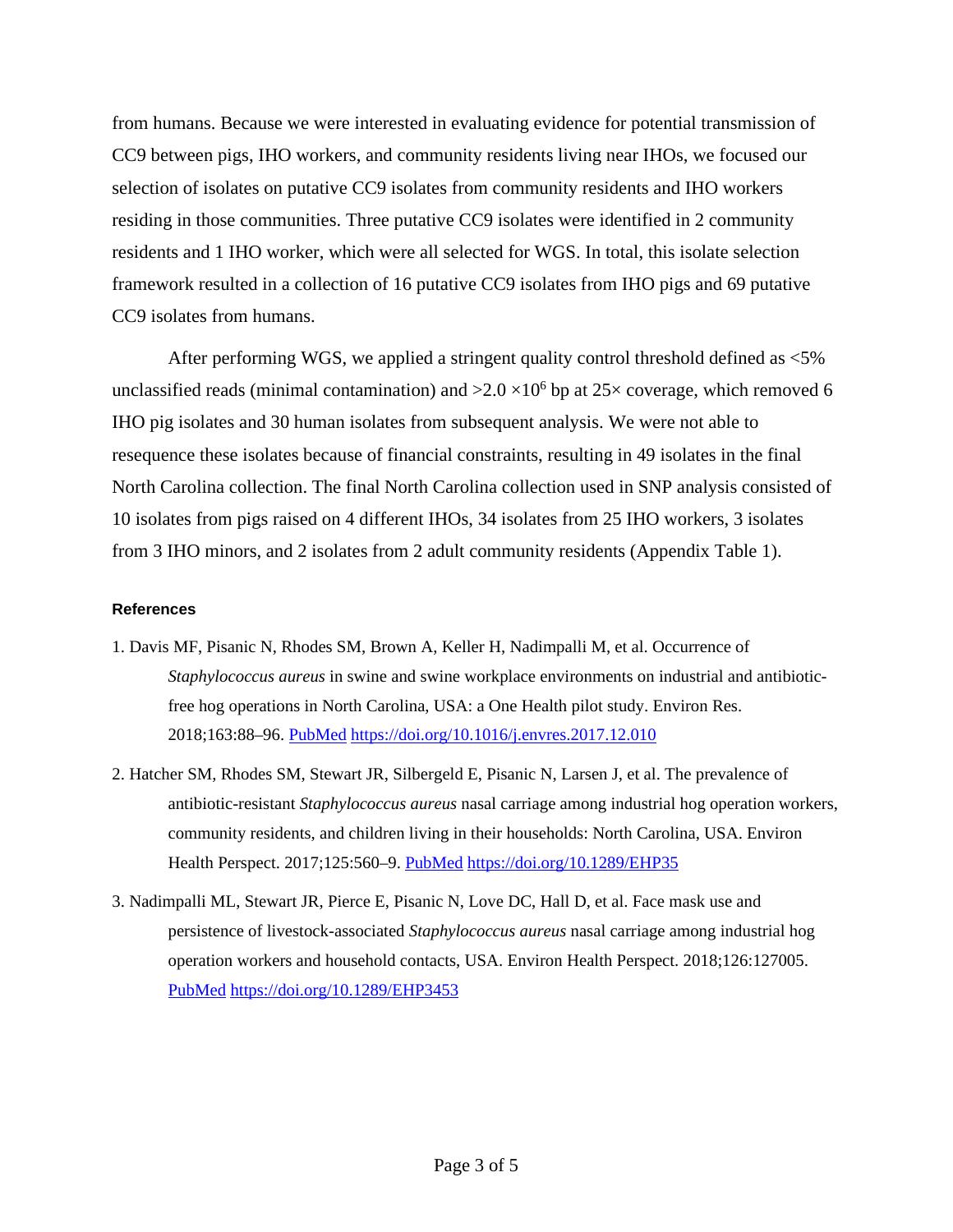from humans. Because we were interested in evaluating evidence for potential transmission of CC9 between pigs, IHO workers, and community residents living near IHOs, we focused our selection of isolates on putative CC9 isolates from community residents and IHO workers residing in those communities. Three putative CC9 isolates were identified in 2 community residents and 1 IHO worker, which were all selected for WGS. In total, this isolate selection framework resulted in a collection of 16 putative CC9 isolates from IHO pigs and 69 putative CC9 isolates from humans.

After performing WGS, we applied a stringent quality control threshold defined as <5% unclassified reads (minimal contamination) and $>2.0 \times 10^6$ bp at 25× coverage, which removed 6 IHO pig isolates and 30 human isolates from subsequent analysis. We were not able to resequence these isolates because of financial constraints, resulting in 49 isolates in the final North Carolina collection. The final North Carolina collection used in SNP analysis consisted of 10 isolates from pigs raised on 4 different IHOs, 34 isolates from 25 IHO workers, 3 isolates from 3 IHO minors, and 2 isolates from 2 adult community residents (Appendix Table 1).

### References

1. Davis MF, Pisanic N, Rhodes SM, Brown A, Keller H, Nadimpalli M, et al. Occurrence of *Staphylococcus aureus* in swine and swine workplace environments on industrial and antibiotic-free hog operations in North Carolina, USA: a One Health pilot study. Environ Res. 2018;163:88–96. PubMed https://doi.org/10.1016/j.envres.2017.12.010

2. Hatcher SM, Rhodes SM, Stewart JR, Silbergeld E, Pisanic N, Larsen J, et al. The prevalence of antibiotic-resistant *Staphylococcus aureus* nasal carriage among industrial hog operation workers, community residents, and children living in their households: North Carolina, USA. Environ Health Perspect. 2017;125:560–9. PubMed https://doi.org/10.1289/EHP35

3. Nadimpalli ML, Stewart JR, Pierce E, Pisanic N, Love DC, Hall D, et al. Face mask use and persistence of livestock-associated *Staphylococcus aureus* nasal carriage among industrial hog operation workers and household contacts, USA. Environ Health Perspect. 2018;126:127005. PubMed https://doi.org/10.1289/EHP3453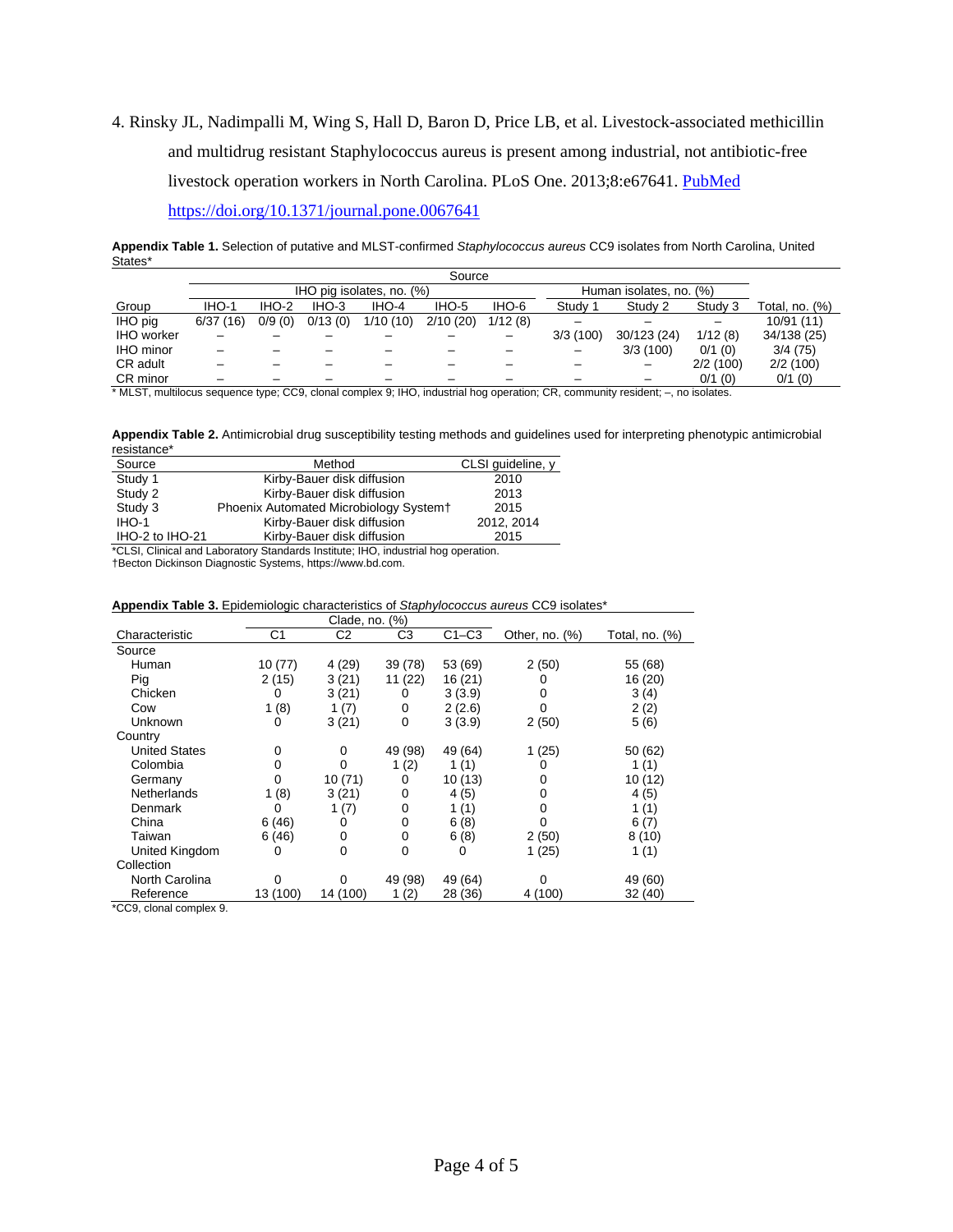4. Rinsky JL, Nadimpalli M, Wing S, Hall D, Baron D, Price LB, et al. Livestock-associated methicillin and multidrug resistant Staphylococcus aureus is present among industrial, not antibiotic-free livestock operation workers in North Carolina. PLoS One. 2013;8:e67641. PubMed https://doi.org/10.1371/journal.pone.0067641

**Appendix Table 1.** Selection of putative and MLST-confirmed *Staphylococcus aureus* CC9 isolates from North Carolina, United States*

| | Source | | | | | | | | | |
|---|---|---|---|---|---|---|---|---|---|---|
| | IHO pig isolates, no. (%) | | | | | | Human isolates, no. (%) | | | |
| Group | IHO-1 | IHO-2 | IHO-3 | IHO-4 | IHO-5 | IHO-6 | Study 1 | Study 2 | Study 3 | Total, no. (%) |
| IHO pig | 6/37 (16) | 0/9 (0) | 0/13 (0) | 1/10 (10) | 2/10 (20) | 1/12 (8) | – | – | – | 10/91 (11) |
| IHO worker | – | – | – | – | – | – | 3/3 (100) | 30/123 (24) | 1/12 (8) | 34/138 (25) |
| IHO minor | – | – | – | – | – | – | – | 3/3 (100) | 0/1 (0) | 3/4 (75) |
| CR adult | – | – | – | – | – | – | – | – | 2/2 (100) | 2/2 (100) |
| CR minor | – | – | – | – | – | – | – | – | 0/1 (0) | 0/1 (0) |

* MLST, multilocus sequence type; CC9, clonal complex 9; IHO, industrial hog operation; CR, community resident; –, no isolates.

**Appendix Table 2.** Antimicrobial drug susceptibility testing methods and guidelines used for interpreting phenotypic antimicrobial resistance*

| Source | Method | CLSI guideline, y |
|---|---|---|
| Study 1 | Kirby-Bauer disk diffusion | 2010 |
| Study 2 | Kirby-Bauer disk diffusion | 2013 |
| Study 3 | Phoenix Automated Microbiology System† | 2015 |
| IHO-1 | Kirby-Bauer disk diffusion | 2012, 2014 |
| IHO-2 to IHO-21 | Kirby-Bauer disk diffusion | 2015 |

*CLSI, Clinical and Laboratory Standards Institute; IHO, industrial hog operation.
†Becton Dickinson Diagnostic Systems, https://www.bd.com.

**Appendix Table 3.** Epidemiologic characteristics of *Staphylococcus aureus* CC9 isolates*

| | Clade, no. (%) | | | | | |
|---|---|---|---|---|---|---|
| Characteristic | C1 | C2 | C3 | C1–C3 | Other, no. (%) | Total, no. (%) |
| Source | | | | | | |
| Human | 10 (77) | 4 (29) | 39 (78) | 53 (69) | 2 (50) | 55 (68) |
| Pig | 2 (15) | 3 (21) | 11 (22) | 16 (21) | 0 | 16 (20) |
| Chicken | 0 | 3 (21) | 0 | 3 (3.9) | 0 | 3 (4) |
| Cow | 1 (8) | 1 (7) | 0 | 2 (2.6) | 0 | 2 (2) |
| Unknown | 0 | 3 (21) | 0 | 3 (3.9) | 2 (50) | 5 (6) |
| Country | | | | | | |
| United States | 0 | 0 | 49 (98) | 49 (64) | 1 (25) | 50 (62) |
| Colombia | 0 | 0 | 1 (2) | 1 (1) | 0 | 1 (1) |
| Germany | 0 | 10 (71) | 0 | 10 (13) | 0 | 10 (12) |
| Netherlands | 1 (8) | 3 (21) | 0 | 4 (5) | 0 | 4 (5) |
| Denmark | 0 | 1 (7) | 0 | 1 (1) | 0 | 1 (1) |
| China | 6 (46) | 0 | 0 | 6 (8) | 0 | 6 (7) |
| Taiwan | 6 (46) | 0 | 0 | 6 (8) | 2 (50) | 8 (10) |
| United Kingdom | 0 | 0 | 0 | 0 | 1 (25) | 1 (1) |
| Collection | | | | | | |
| North Carolina | 0 | 0 | 49 (98) | 49 (64) | 0 | 49 (60) |
| Reference | 13 (100) | 14 (100) | 1 (2) | 28 (36) | 4 (100) | 32 (40) |

*CC9, clonal complex 9.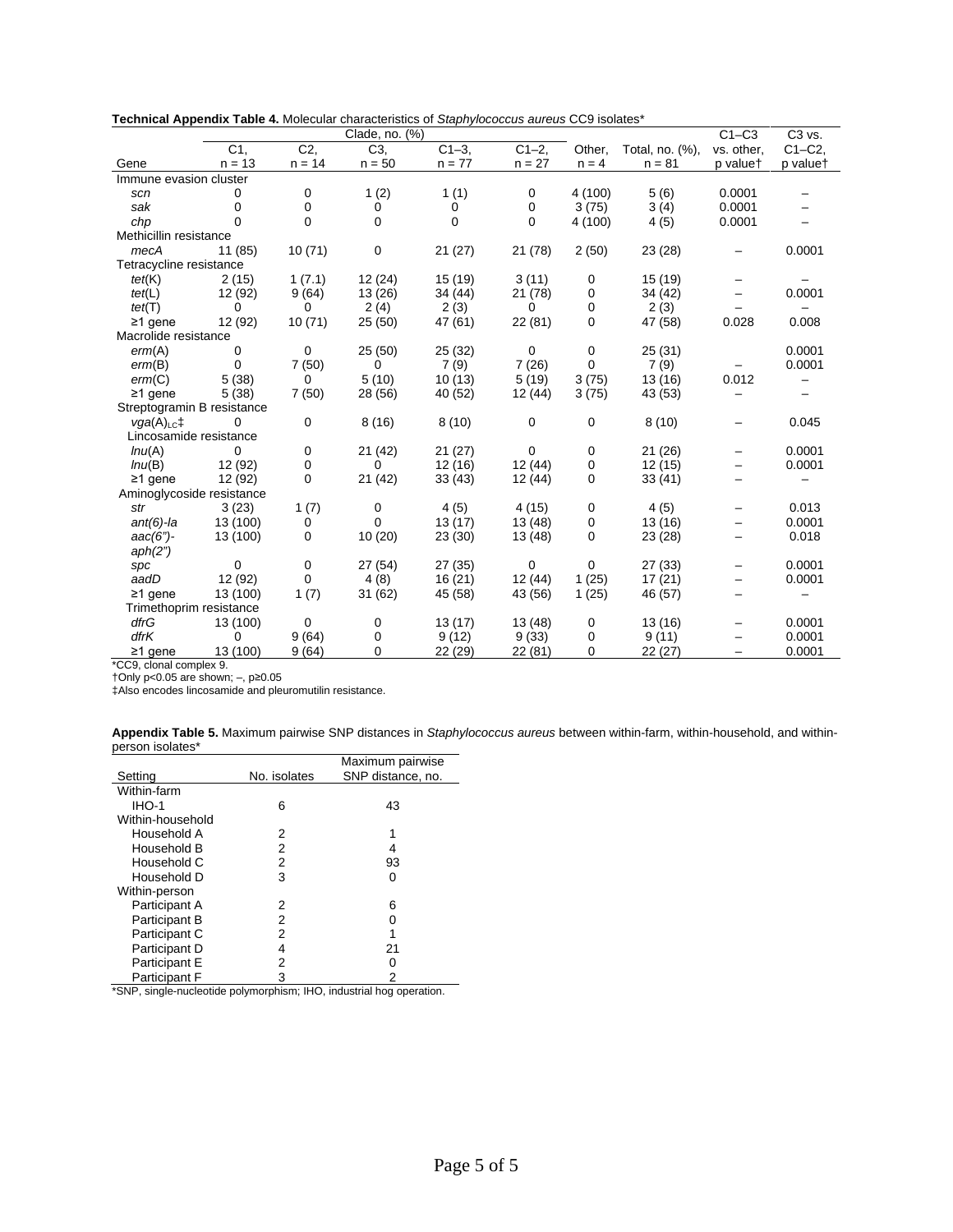**Technical Appendix Table 4.** Molecular characteristics of *Staphylococcus aureus* CC9 isolates*

| Gene | Clade, no. (%) | | | | | | | C1–C3 vs. other, p value† | C3 vs. C1–C2, p value† |
|---|---|---|---|---|---|---|---|---|---|
| | C1, n = 13 | C2, n = 14 | C3, n = 50 | C1–3, n = 77 | C1–2, n = 27 | Other, n = 4 | Total, no. (%), n = 81 | | |
| Immune evasion cluster | | | | | | | | | |
| *scn* | 0 | 0 | 1 (2) | 1 (1) | 0 | 4 (100) | 5 (6) | 0.0001 | – |
| *sak* | 0 | 0 | 0 | 0 | 0 | 3 (75) | 3 (4) | 0.0001 | – |
| *chp* | 0 | 0 | 0 | 0 | 0 | 4 (100) | 4 (5) | 0.0001 | – |
| Methicillin resistance | | | | | | | | | |
| *mecA* | 11 (85) | 10 (71) | 0 | 21 (27) | 21 (78) | 2 (50) | 23 (28) | – | 0.0001 |
| Tetracycline resistance | | | | | | | | | |
| *tet*(K) | 2 (15) | 1 (7.1) | 12 (24) | 15 (19) | 3 (11) | 0 | 15 (19) | – | – |
| *tet*(L) | 12 (92) | 9 (64) | 13 (26) | 34 (44) | 21 (78) | 0 | 34 (42) | – | 0.0001 |
| *tet*(T) | 0 | 0 | 2 (4) | 2 (3) | 0 | 0 | 2 (3) | – | – |
| ≥1 gene | 12 (92) | 10 (71) | 25 (50) | 47 (61) | 22 (81) | 0 | 47 (58) | 0.028 | 0.008 |
| Macrolide resistance | | | | | | | | | |
| *erm*(A) | 0 | 0 | 25 (50) | 25 (32) | 0 | 0 | 25 (31) | | 0.0001 |
| *erm*(B) | 0 | 7 (50) | 0 | 7 (9) | 7 (26) | 0 | 7 (9) | – | 0.0001 |
| *erm*(C) | 5 (38) | 0 | 5 (10) | 10 (13) | 5 (19) | 3 (75) | 13 (16) | 0.012 | – |
| ≥1 gene | 5 (38) | 7 (50) | 28 (56) | 40 (52) | 12 (44) | 3 (75) | 43 (53) | – | – |
| Streptogramin B resistance | | | | | | | | | |
| *vga*$(A)_{LC}$‡ | 0 | 0 | 8 (16) | 8 (10) | 0 | 0 | 8 (10) | – | 0.045 |
| Lincosamide resistance | | | | | | | | | |
| *lnu*(A) | 0 | 0 | 21 (42) | 21 (27) | 0 | 0 | 21 (26) | – | 0.0001 |
| *lnu*(B) | 12 (92) | 0 | 0 | 12 (16) | 12 (44) | 0 | 12 (15) | – | 0.0001 |
| ≥1 gene | 12 (92) | 0 | 21 (42) | 33 (43) | 12 (44) | 0 | 33 (41) | – | – |
| Aminoglycoside resistance | | | | | | | | | |
| *str* | 3 (23) | 1 (7) | 0 | 4 (5) | 4 (15) | 0 | 4 (5) | – | 0.013 |
| *ant(6)-Ia* | 13 (100) | 0 | 0 | 13 (17) | 13 (48) | 0 | 13 (16) | – | 0.0001 |
| *aac(6")-aph(2")* | 13 (100) | 0 | 10 (20) | 23 (30) | 13 (48) | 0 | 23 (28) | – | 0.018 |
| *spc* | 0 | 0 | 27 (54) | 27 (35) | 0 | 0 | 27 (33) | – | 0.0001 |
| *aadD* | 12 (92) | 0 | 4 (8) | 16 (21) | 12 (44) | 1 (25) | 17 (21) | – | 0.0001 |
| ≥1 gene | 13 (100) | 1 (7) | 31 (62) | 45 (58) | 43 (56) | 1 (25) | 46 (57) | – | – |
| Trimethoprim resistance | | | | | | | | | |
| *dfrG* | 13 (100) | 0 | 0 | 13 (17) | 13 (48) | 0 | 13 (16) | – | 0.0001 |
| *dfrK* | 0 | 9 (64) | 0 | 9 (12) | 9 (33) | 0 | 9 (11) | – | 0.0001 |
| ≥1 gene | 13 (100) | 9 (64) | 0 | 22 (29) | 22 (81) | 0 | 22 (27) | – | 0.0001 |

*CC9, clonal complex 9.
†Only p<0.05 are shown; –, p≥0.05
‡Also encodes lincosamide and pleuromutilin resistance.

**Appendix Table 5.** Maximum pairwise SNP distances in *Staphylococcus aureus* between within-farm, within-household, and within-person isolates*

| Setting | No. isolates | Maximum pairwise SNP distance, no. |
|---|---|---|
| Within-farm | | |
| IHO-1 | 6 | 43 |
| Within-household | | |
| Household A | 2 | 1 |
| Household B | 2 | 4 |
| Household C | 2 | 93 |
| Household D | 3 | 0 |
| Within-person | | |
| Participant A | 2 | 6 |
| Participant B | 2 | 0 |
| Participant C | 2 | 1 |
| Participant D | 4 | 21 |
| Participant E | 2 | 0 |
| Participant F | 3 | 2 |

*SNP, single-nucleotide polymorphism; IHO, industrial hog operation.